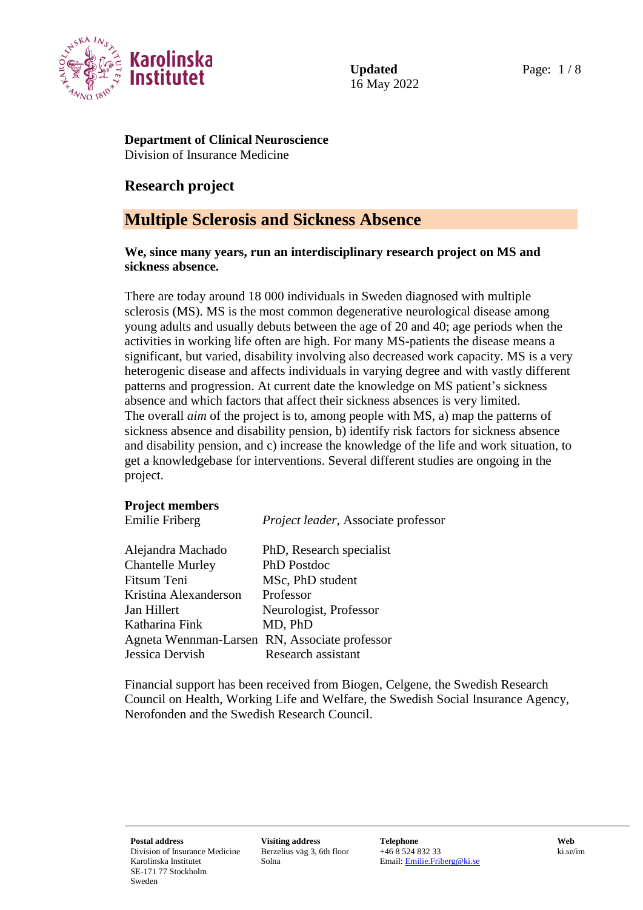**Updated**
16 May 2022

**Department of Clinical Neuroscience**
Division of Insurance Medicine

## Research project

# Multiple Sclerosis and Sickness Absence

**We, since many years, run an interdisciplinary research project on MS and sickness absence.**

There are today around 18 000 individuals in Sweden diagnosed with multiple sclerosis (MS). MS is the most common degenerative neurological disease among young adults and usually debuts between the age of 20 and 40; age periods when the activities in working life often are high. For many MS-patients the disease means a significant, but varied, disability involving also decreased work capacity. MS is a very heterogenic disease and affects individuals in varying degree and with vastly different patterns and progression. At current date the knowledge on MS patient's sickness absence and which factors that affect their sickness absences is very limited.
The overall *aim* of the project is to, among people with MS, a) map the patterns of sickness absence and disability pension, b) identify risk factors for sickness absence and disability pension, and c) increase the knowledge of the life and work situation, to get a knowledgebase for interventions. Several different studies are ongoing in the project.

**Project members**

| | |
|---|---|
| Emilie Friberg | *Project leader*, Associate professor |
| Alejandra Machado | PhD, Research specialist |
| Chantelle Murley | PhD Postdoc |
| Fitsum Teni | MSc, PhD student |
| Kristina Alexanderson | Professor |
| Jan Hillert | Neurologist, Professor |
| Katharina Fink | MD, PhD |
| Agneta Wennman-Larsen | RN, Associate professor |
| Jessica Dervish | Research assistant |

Financial support has been received from Biogen, Celgene, the Swedish Research Council on Health, Working Life and Welfare, the Swedish Social Insurance Agency, Nerofonden and the Swedish Research Council.

**Postal address**
Division of Insurance Medicine
Karolinska Institutet
SE-171 77 Stockholm
Sweden

**Visiting address**
Berzelius väg 3, 6th floor
Solna

**Telephone**
+46 8 524 832 33
Email: Emilie.Friberg@ki.se

**Web**
ki.se/im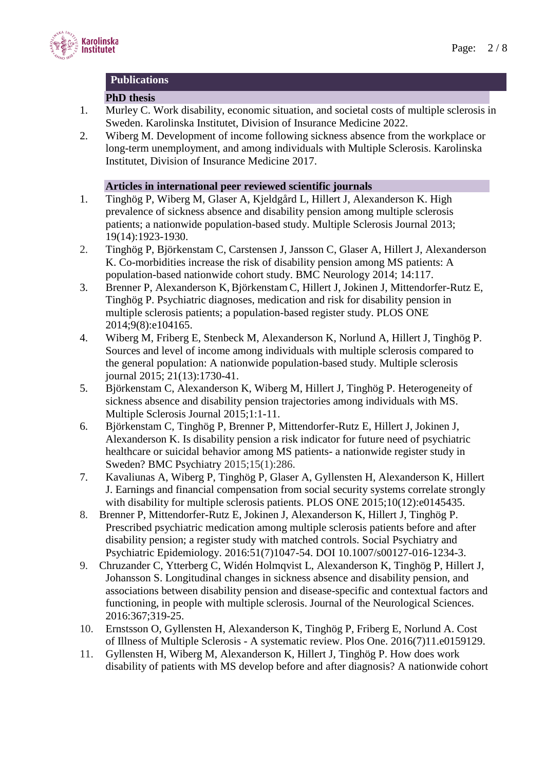## Publications

### PhD thesis

1. Murley C. Work disability, economic situation, and societal costs of multiple sclerosis in Sweden. Karolinska Institutet, Division of Insurance Medicine 2022.
2. Wiberg M. Development of income following sickness absence from the workplace or long-term unemployment, and among individuals with Multiple Sclerosis. Karolinska Institutet, Division of Insurance Medicine 2017.

### Articles in international peer reviewed scientific journals

1. Tinghög P, Wiberg M, Glaser A, Kjeldgård L, Hillert J, Alexanderson K. High prevalence of sickness absence and disability pension among multiple sclerosis patients; a nationwide population-based study. Multiple Sclerosis Journal 2013; 19(14):1923-1930.
2. Tinghög P, Björkenstam C, Carstensen J, Jansson C, Glaser A, Hillert J, Alexanderson K. Co-morbidities increase the risk of disability pension among MS patients: A population-based nationwide cohort study. BMC Neurology 2014; 14:117.
3. Brenner P, Alexanderson K, Björkenstam C, Hillert J, Jokinen J, Mittendorfer-Rutz E, Tinghög P. Psychiatric diagnoses, medication and risk for disability pension in multiple sclerosis patients; a population-based register study. PLOS ONE 2014;9(8):e104165.
4. Wiberg M, Friberg E, Stenbeck M, Alexanderson K, Norlund A, Hillert J, Tinghög P. Sources and level of income among individuals with multiple sclerosis compared to the general population: A nationwide population-based study. Multiple sclerosis journal 2015; 21(13):1730-41.
5. Björkenstam C, Alexanderson K, Wiberg M, Hillert J, Tinghög P. Heterogeneity of sickness absence and disability pension trajectories among individuals with MS. Multiple Sclerosis Journal 2015;1:1-11.
6. Björkenstam C, Tinghög P, Brenner P, Mittendorfer-Rutz E, Hillert J, Jokinen J, Alexanderson K. Is disability pension a risk indicator for future need of psychiatric healthcare or suicidal behavior among MS patients- a nationwide register study in Sweden? BMC Psychiatry 2015;15(1):286.
7. Kavaliunas A, Wiberg P, Tinghög P, Glaser A, Gyllensten H, Alexanderson K, Hillert J. Earnings and financial compensation from social security systems correlate strongly with disability for multiple sclerosis patients. PLOS ONE 2015;10(12):e0145435.
8. Brenner P, Mittendorfer-Rutz E, Jokinen J, Alexanderson K, Hillert J, Tinghög P. Prescribed psychiatric medication among multiple sclerosis patients before and after disability pension; a register study with matched controls. Social Psychiatry and Psychiatric Epidemiology. 2016:51(7)1047-54. DOI 10.1007/s00127-016-1234-3.
9. Chruzander C, Ytterberg C, Widén Holmqvist L, Alexanderson K, Tinghög P, Hillert J, Johansson S. Longitudinal changes in sickness absence and disability pension, and associations between disability pension and disease-specific and contextual factors and functioning, in people with multiple sclerosis. Journal of the Neurological Sciences. 2016:367;319-25.
10. Ernstsson O, Gyllensten H, Alexanderson K, Tinghög P, Friberg E, Norlund A. Cost of Illness of Multiple Sclerosis - A systematic review. Plos One. 2016(7)11.e0159129.
11. Gyllensten H, Wiberg M, Alexanderson K, Hillert J, Tinghög P. How does work disability of patients with MS develop before and after diagnosis? A nationwide cohort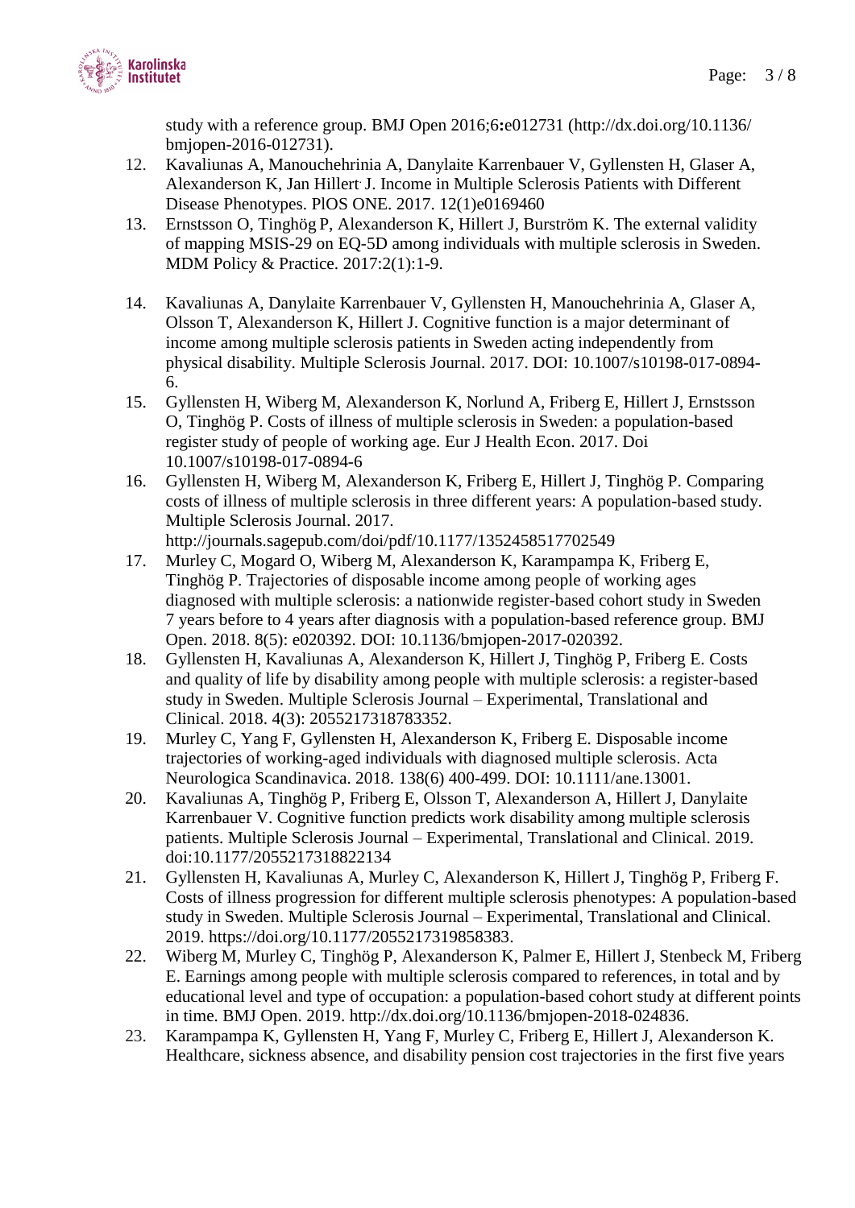study with a reference group. BMJ Open 2016;6:e012731 (http://dx.doi.org/10.1136/bmjopen-2016-012731).

12. Kavaliunas A, Manouchehrinia A, Danylaite Karrenbauer V, Gyllensten H, Glaser A, Alexanderson K, Jan Hillert. J. Income in Multiple Sclerosis Patients with Different Disease Phenotypes. PlOS ONE. 2017. 12(1)e0169460
13. Ernstsson O, Tinghög P, Alexanderson K, Hillert J, Burström K. The external validity of mapping MSIS-29 on EQ-5D among individuals with multiple sclerosis in Sweden. MDM Policy & Practice. 2017:2(1):1-9.
14. Kavaliunas A, Danylaite Karrenbauer V, Gyllensten H, Manouchehrinia A, Glaser A, Olsson T, Alexanderson K, Hillert J. Cognitive function is a major determinant of income among multiple sclerosis patients in Sweden acting independently from physical disability. Multiple Sclerosis Journal. 2017. DOI: 10.1007/s10198-017-0894-6.
15. Gyllensten H, Wiberg M, Alexanderson K, Norlund A, Friberg E, Hillert J, Ernstsson O, Tinghög P. Costs of illness of multiple sclerosis in Sweden: a population-based register study of people of working age. Eur J Health Econ. 2017. Doi 10.1007/s10198-017-0894-6
16. Gyllensten H, Wiberg M, Alexanderson K, Friberg E, Hillert J, Tinghög P. Comparing costs of illness of multiple sclerosis in three different years: A population-based study. Multiple Sclerosis Journal. 2017. http://journals.sagepub.com/doi/pdf/10.1177/1352458517702549
17. Murley C, Mogard O, Wiberg M, Alexanderson K, Karampampa K, Friberg E, Tinghög P. Trajectories of disposable income among people of working ages diagnosed with multiple sclerosis: a nationwide register-based cohort study in Sweden 7 years before to 4 years after diagnosis with a population-based reference group. BMJ Open. 2018. 8(5): e020392. DOI: 10.1136/bmjopen-2017-020392.
18. Gyllensten H, Kavaliunas A, Alexanderson K, Hillert J, Tinghög P, Friberg E. Costs and quality of life by disability among people with multiple sclerosis: a register-based study in Sweden. Multiple Sclerosis Journal – Experimental, Translational and Clinical. 2018. 4(3): 2055217318783352.
19. Murley C, Yang F, Gyllensten H, Alexanderson K, Friberg E. Disposable income trajectories of working-aged individuals with diagnosed multiple sclerosis. Acta Neurologica Scandinavica. 2018. 138(6) 400-499. DOI: 10.1111/ane.13001.
20. Kavaliunas A, Tinghög P, Friberg E, Olsson T, Alexanderson A, Hillert J, Danylaite Karrenbauer V. Cognitive function predicts work disability among multiple sclerosis patients. Multiple Sclerosis Journal – Experimental, Translational and Clinical. 2019. doi:10.1177/2055217318822134
21. Gyllensten H, Kavaliunas A, Murley C, Alexanderson K, Hillert J, Tinghög P, Friberg F. Costs of illness progression for different multiple sclerosis phenotypes: A population-based study in Sweden. Multiple Sclerosis Journal – Experimental, Translational and Clinical. 2019. https://doi.org/10.1177/2055217319858383.
22. Wiberg M, Murley C, Tinghög P, Alexanderson K, Palmer E, Hillert J, Stenbeck M, Friberg E. Earnings among people with multiple sclerosis compared to references, in total and by educational level and type of occupation: a population-based cohort study at different points in time. BMJ Open. 2019. http://dx.doi.org/10.1136/bmjopen-2018-024836.
23. Karampampa K, Gyllensten H, Yang F, Murley C, Friberg E, Hillert J, Alexanderson K. Healthcare, sickness absence, and disability pension cost trajectories in the first five years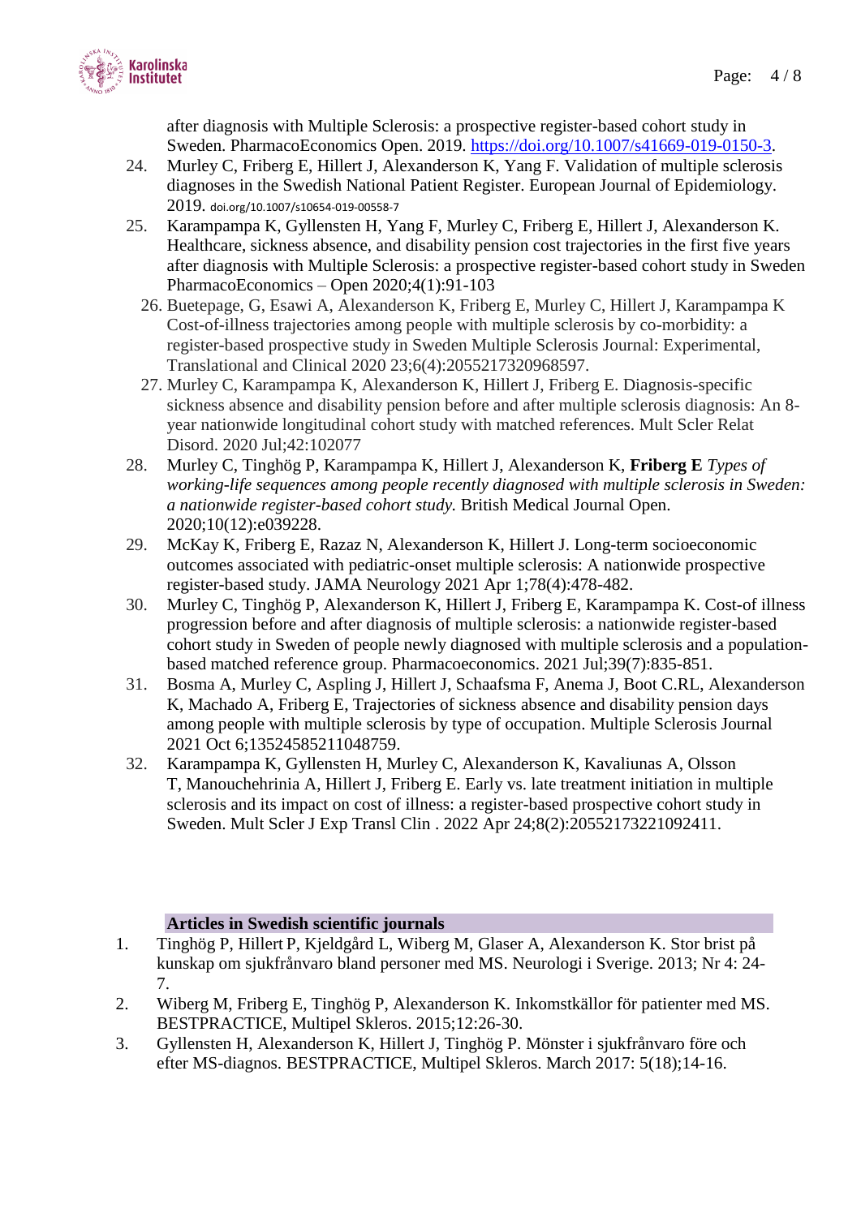after diagnosis with Multiple Sclerosis: a prospective register-based cohort study in Sweden. PharmacoEconomics Open. 2019. https://doi.org/10.1007/s41669-019-0150-3.

24. Murley C, Friberg E, Hillert J, Alexanderson K, Yang F. Validation of multiple sclerosis diagnoses in the Swedish National Patient Register. European Journal of Epidemiology. 2019. doi.org/10.1007/s10654-019-00558-7
25. Karampampa K, Gyllensten H, Yang F, Murley C, Friberg E, Hillert J, Alexanderson K. Healthcare, sickness absence, and disability pension cost trajectories in the first five years after diagnosis with Multiple Sclerosis: a prospective register-based cohort study in Sweden PharmacoEconomics – Open 2020;4(1):91-103
26. Buetepage, G, Esawi A, Alexanderson K, Friberg E, Murley C, Hillert J, Karampampa K Cost-of-illness trajectories among people with multiple sclerosis by co-morbidity: a register-based prospective study in Sweden Multiple Sclerosis Journal: Experimental, Translational and Clinical 2020 23;6(4):2055217320968597.
27. Murley C, Karampampa K, Alexanderson K, Hillert J, Friberg E. Diagnosis-specific sickness absence and disability pension before and after multiple sclerosis diagnosis: An 8-year nationwide longitudinal cohort study with matched references. Mult Scler Relat Disord. 2020 Jul;42:102077
28. Murley C, Tinghög P, Karampampa K, Hillert J, Alexanderson K, **Friberg E** *Types of working-life sequences among people recently diagnosed with multiple sclerosis in Sweden: a nationwide register-based cohort study.* British Medical Journal Open. 2020;10(12):e039228.
29. McKay K, Friberg E, Razaz N, Alexanderson K, Hillert J. Long-term socioeconomic outcomes associated with pediatric-onset multiple sclerosis: A nationwide prospective register-based study. JAMA Neurology 2021 Apr 1;78(4):478-482.
30. Murley C, Tinghög P, Alexanderson K, Hillert J, Friberg E, Karampampa K. Cost-of illness progression before and after diagnosis of multiple sclerosis: a nationwide register-based cohort study in Sweden of people newly diagnosed with multiple sclerosis and a population-based matched reference group. Pharmacoeconomics. 2021 Jul;39(7):835-851.
31. Bosma A, Murley C, Aspling J, Hillert J, Schaafsma F, Anema J, Boot C.RL, Alexanderson K, Machado A, Friberg E, Trajectories of sickness absence and disability pension days among people with multiple sclerosis by type of occupation. Multiple Sclerosis Journal 2021 Oct 6;13524585211048759.
32. Karampampa K, Gyllensten H, Murley C, Alexanderson K, Kavaliunas A, Olsson T, Manouchehrinia A, Hillert J, Friberg E. Early vs. late treatment initiation in multiple sclerosis and its impact on cost of illness: a register-based prospective cohort study in Sweden. Mult Scler J Exp Transl Clin . 2022 Apr 24;8(2):20552173221092411.

## Articles in Swedish scientific journals

1. Tinghög P, Hillert P, Kjeldgård L, Wiberg M, Glaser A, Alexanderson K. Stor brist på kunskap om sjukfrånvaro bland personer med MS. Neurologi i Sverige. 2013; Nr 4: 24-7.
2. Wiberg M, Friberg E, Tinghög P, Alexanderson K. Inkomstkällor för patienter med MS. BESTPRACTICE, Multipel Skleros. 2015;12:26-30.
3. Gyllensten H, Alexanderson K, Hillert J, Tinghög P. Mönster i sjukfrånvaro före och efter MS-diagnos. BESTPRACTICE, Multipel Skleros. March 2017: 5(18);14-16.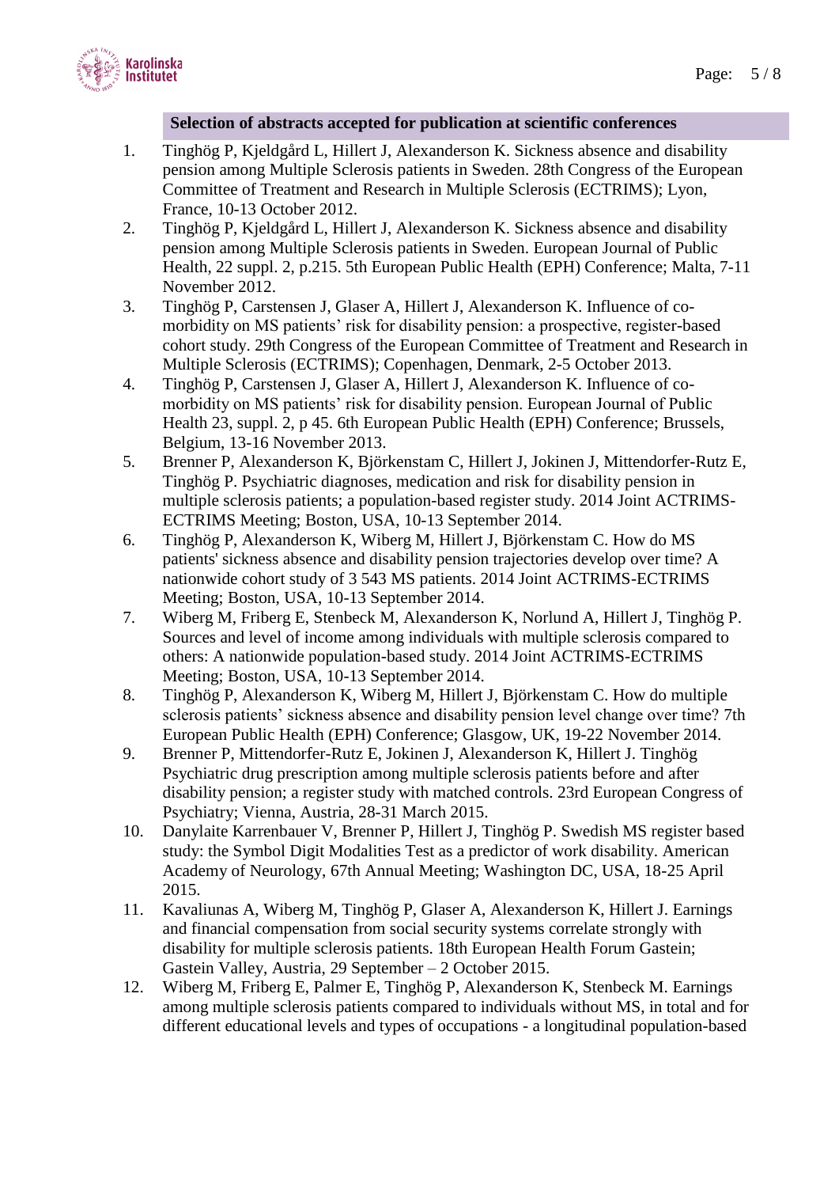## Selection of abstracts accepted for publication at scientific conferences

1. Tinghög P, Kjeldgård L, Hillert J, Alexanderson K. Sickness absence and disability pension among Multiple Sclerosis patients in Sweden. 28th Congress of the European Committee of Treatment and Research in Multiple Sclerosis (ECTRIMS); Lyon, France, 10-13 October 2012.
2. Tinghög P, Kjeldgård L, Hillert J, Alexanderson K. Sickness absence and disability pension among Multiple Sclerosis patients in Sweden. European Journal of Public Health, 22 suppl. 2, p.215. 5th European Public Health (EPH) Conference; Malta, 7-11 November 2012.
3. Tinghög P, Carstensen J, Glaser A, Hillert J, Alexanderson K. Influence of co-morbidity on MS patients' risk for disability pension: a prospective, register-based cohort study. 29th Congress of the European Committee of Treatment and Research in Multiple Sclerosis (ECTRIMS); Copenhagen, Denmark, 2-5 October 2013.
4. Tinghög P, Carstensen J, Glaser A, Hillert J, Alexanderson K. Influence of co-morbidity on MS patients' risk for disability pension. European Journal of Public Health 23, suppl. 2, p 45. 6th European Public Health (EPH) Conference; Brussels, Belgium, 13-16 November 2013.
5. Brenner P, Alexanderson K, Björkenstam C, Hillert J, Jokinen J, Mittendorfer-Rutz E, Tinghög P. Psychiatric diagnoses, medication and risk for disability pension in multiple sclerosis patients; a population-based register study. 2014 Joint ACTRIMS-ECTRIMS Meeting; Boston, USA, 10-13 September 2014.
6. Tinghög P, Alexanderson K, Wiberg M, Hillert J, Björkenstam C. How do MS patients' sickness absence and disability pension trajectories develop over time? A nationwide cohort study of 3 543 MS patients. 2014 Joint ACTRIMS-ECTRIMS Meeting; Boston, USA, 10-13 September 2014.
7. Wiberg M, Friberg E, Stenbeck M, Alexanderson K, Norlund A, Hillert J, Tinghög P. Sources and level of income among individuals with multiple sclerosis compared to others: A nationwide population-based study. 2014 Joint ACTRIMS-ECTRIMS Meeting; Boston, USA, 10-13 September 2014.
8. Tinghög P, Alexanderson K, Wiberg M, Hillert J, Björkenstam C. How do multiple sclerosis patients' sickness absence and disability pension level change over time? 7th European Public Health (EPH) Conference; Glasgow, UK, 19-22 November 2014.
9. Brenner P, Mittendorfer-Rutz E, Jokinen J, Alexanderson K, Hillert J. Tinghög Psychiatric drug prescription among multiple sclerosis patients before and after disability pension; a register study with matched controls. 23rd European Congress of Psychiatry; Vienna, Austria, 28-31 March 2015.
10. Danylaite Karrenbauer V, Brenner P, Hillert J, Tinghög P. Swedish MS register based study: the Symbol Digit Modalities Test as a predictor of work disability. American Academy of Neurology, 67th Annual Meeting; Washington DC, USA, 18-25 April 2015.
11. Kavaliunas A, Wiberg M, Tinghög P, Glaser A, Alexanderson K, Hillert J. Earnings and financial compensation from social security systems correlate strongly with disability for multiple sclerosis patients. 18th European Health Forum Gastein; Gastein Valley, Austria, 29 September – 2 October 2015.
12. Wiberg M, Friberg E, Palmer E, Tinghög P, Alexanderson K, Stenbeck M. Earnings among multiple sclerosis patients compared to individuals without MS, in total and for different educational levels and types of occupations - a longitudinal population-based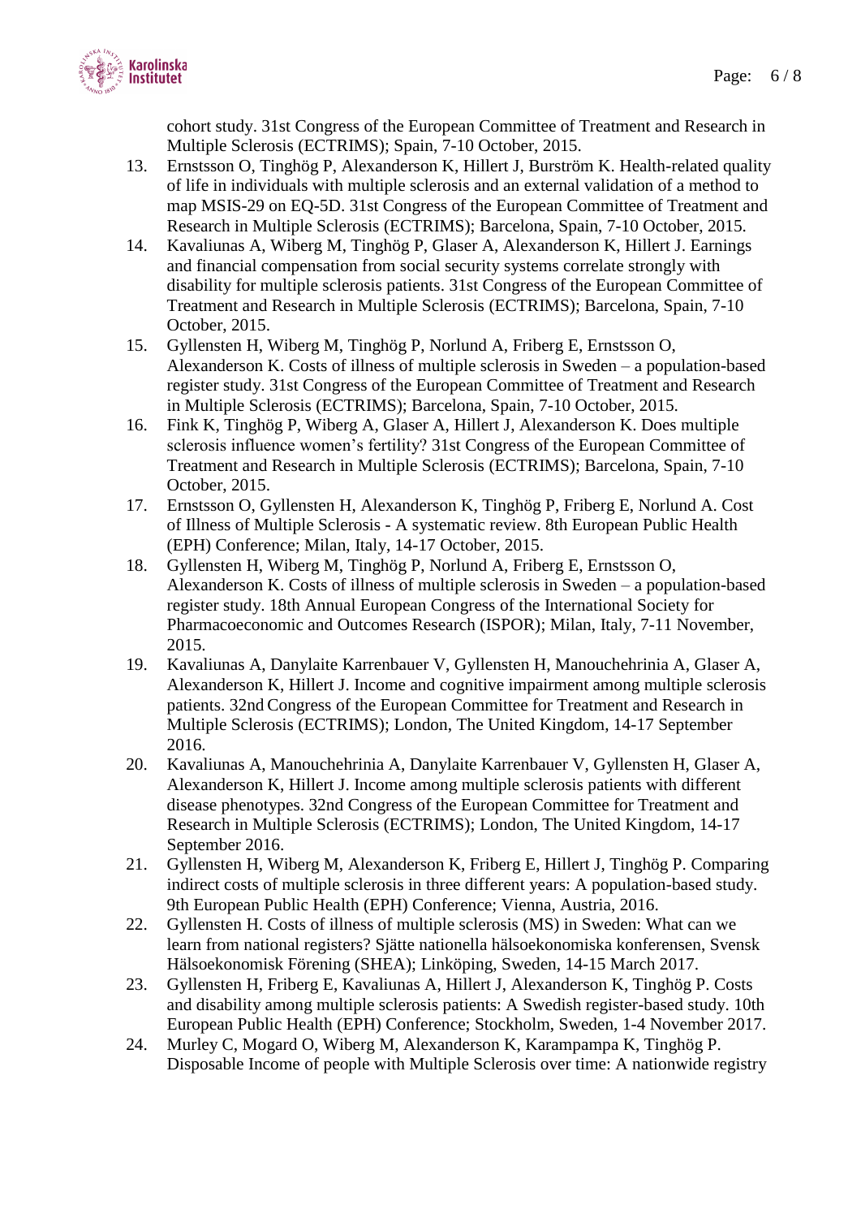cohort study. 31st Congress of the European Committee of Treatment and Research in Multiple Sclerosis (ECTRIMS); Spain, 7-10 October, 2015.

13. Ernstsson O, Tinghög P, Alexanderson K, Hillert J, Burström K. Health-related quality of life in individuals with multiple sclerosis and an external validation of a method to map MSIS-29 on EQ-5D. 31st Congress of the European Committee of Treatment and Research in Multiple Sclerosis (ECTRIMS); Barcelona, Spain, 7-10 October, 2015.
14. Kavaliunas A, Wiberg M, Tinghög P, Glaser A, Alexanderson K, Hillert J. Earnings and financial compensation from social security systems correlate strongly with disability for multiple sclerosis patients. 31st Congress of the European Committee of Treatment and Research in Multiple Sclerosis (ECTRIMS); Barcelona, Spain, 7-10 October, 2015.
15. Gyllensten H, Wiberg M, Tinghög P, Norlund A, Friberg E, Ernstsson O, Alexanderson K. Costs of illness of multiple sclerosis in Sweden – a population-based register study. 31st Congress of the European Committee of Treatment and Research in Multiple Sclerosis (ECTRIMS); Barcelona, Spain, 7-10 October, 2015.
16. Fink K, Tinghög P, Wiberg A, Glaser A, Hillert J, Alexanderson K. Does multiple sclerosis influence women's fertility? 31st Congress of the European Committee of Treatment and Research in Multiple Sclerosis (ECTRIMS); Barcelona, Spain, 7-10 October, 2015.
17. Ernstsson O, Gyllensten H, Alexanderson K, Tinghög P, Friberg E, Norlund A. Cost of Illness of Multiple Sclerosis - A systematic review. 8th European Public Health (EPH) Conference; Milan, Italy, 14-17 October, 2015.
18. Gyllensten H, Wiberg M, Tinghög P, Norlund A, Friberg E, Ernstsson O, Alexanderson K. Costs of illness of multiple sclerosis in Sweden – a population-based register study. 18th Annual European Congress of the International Society for Pharmacoeconomic and Outcomes Research (ISPOR); Milan, Italy, 7-11 November, 2015.
19. Kavaliunas A, Danylaite Karrenbauer V, Gyllensten H, Manouchehrinia A, Glaser A, Alexanderson K, Hillert J. Income and cognitive impairment among multiple sclerosis patients. 32nd Congress of the European Committee for Treatment and Research in Multiple Sclerosis (ECTRIMS); London, The United Kingdom, 14-17 September 2016.
20. Kavaliunas A, Manouchehrinia A, Danylaite Karrenbauer V, Gyllensten H, Glaser A, Alexanderson K, Hillert J. Income among multiple sclerosis patients with different disease phenotypes. 32nd Congress of the European Committee for Treatment and Research in Multiple Sclerosis (ECTRIMS); London, The United Kingdom, 14-17 September 2016.
21. Gyllensten H, Wiberg M, Alexanderson K, Friberg E, Hillert J, Tinghög P. Comparing indirect costs of multiple sclerosis in three different years: A population-based study. 9th European Public Health (EPH) Conference; Vienna, Austria, 2016.
22. Gyllensten H. Costs of illness of multiple sclerosis (MS) in Sweden: What can we learn from national registers? Sjätte nationella hälsoekonomiska konferensen, Svensk Hälsoekonomisk Förening (SHEA); Linköping, Sweden, 14-15 March 2017.
23. Gyllensten H, Friberg E, Kavaliunas A, Hillert J, Alexanderson K, Tinghög P. Costs and disability among multiple sclerosis patients: A Swedish register-based study. 10th European Public Health (EPH) Conference; Stockholm, Sweden, 1-4 November 2017.
24. Murley C, Mogard O, Wiberg M, Alexanderson K, Karampampa K, Tinghög P. Disposable Income of people with Multiple Sclerosis over time: A nationwide registry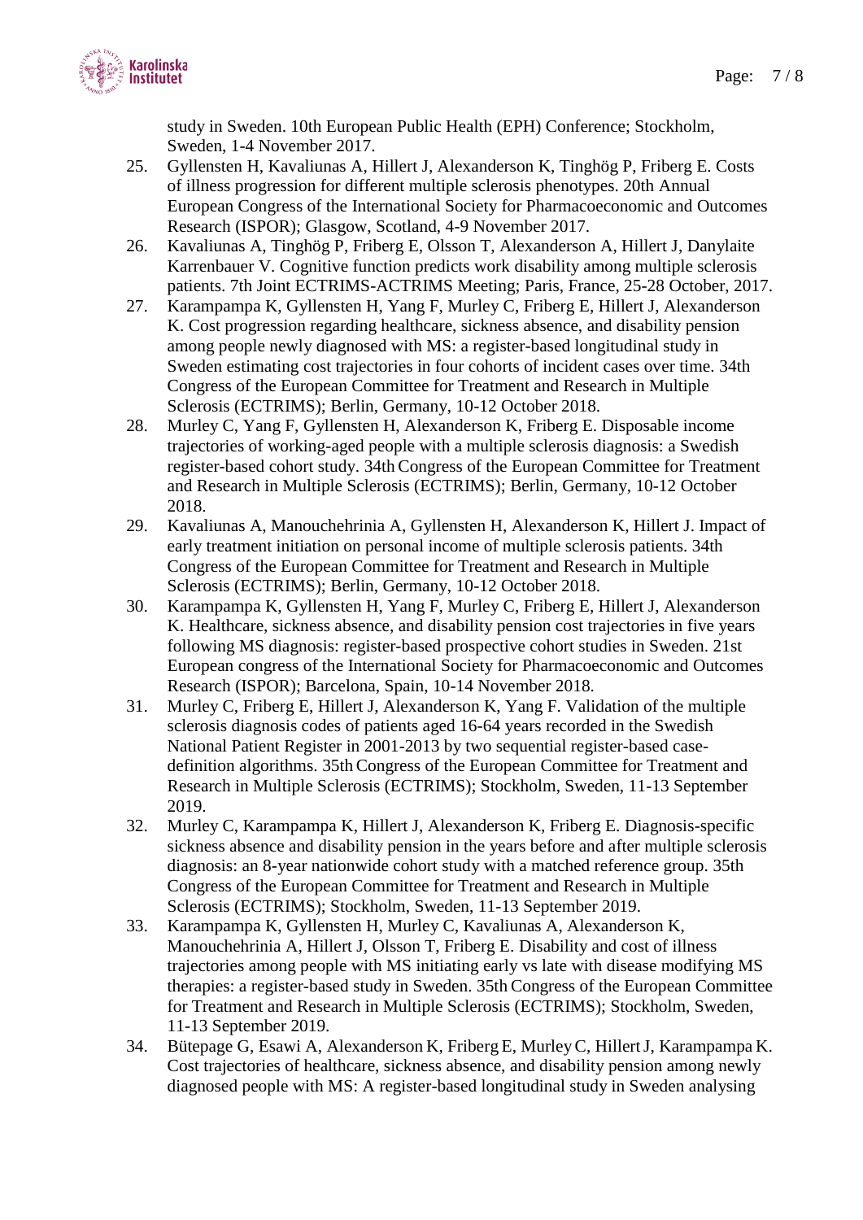study in Sweden. 10th European Public Health (EPH) Conference; Stockholm, Sweden, 1-4 November 2017.

25. Gyllensten H, Kavaliunas A, Hillert J, Alexanderson K, Tinghög P, Friberg E. Costs of illness progression for different multiple sclerosis phenotypes. 20th Annual European Congress of the International Society for Pharmacoeconomic and Outcomes Research (ISPOR); Glasgow, Scotland, 4-9 November 2017.
26. Kavaliunas A, Tinghög P, Friberg E, Olsson T, Alexanderson A, Hillert J, Danylaite Karrenbauer V. Cognitive function predicts work disability among multiple sclerosis patients. 7th Joint ECTRIMS-ACTRIMS Meeting; Paris, France, 25-28 October, 2017.
27. Karampampa K, Gyllensten H, Yang F, Murley C, Friberg E, Hillert J, Alexanderson K. Cost progression regarding healthcare, sickness absence, and disability pension among people newly diagnosed with MS: a register-based longitudinal study in Sweden estimating cost trajectories in four cohorts of incident cases over time. 34th Congress of the European Committee for Treatment and Research in Multiple Sclerosis (ECTRIMS); Berlin, Germany, 10-12 October 2018.
28. Murley C, Yang F, Gyllensten H, Alexanderson K, Friberg E. Disposable income trajectories of working-aged people with a multiple sclerosis diagnosis: a Swedish register-based cohort study. 34th Congress of the European Committee for Treatment and Research in Multiple Sclerosis (ECTRIMS); Berlin, Germany, 10-12 October 2018.
29. Kavaliunas A, Manouchehrinia A, Gyllensten H, Alexanderson K, Hillert J. Impact of early treatment initiation on personal income of multiple sclerosis patients. 34th Congress of the European Committee for Treatment and Research in Multiple Sclerosis (ECTRIMS); Berlin, Germany, 10-12 October 2018.
30. Karampampa K, Gyllensten H, Yang F, Murley C, Friberg E, Hillert J, Alexanderson K. Healthcare, sickness absence, and disability pension cost trajectories in five years following MS diagnosis: register-based prospective cohort studies in Sweden. 21st European congress of the International Society for Pharmacoeconomic and Outcomes Research (ISPOR); Barcelona, Spain, 10-14 November 2018.
31. Murley C, Friberg E, Hillert J, Alexanderson K, Yang F. Validation of the multiple sclerosis diagnosis codes of patients aged 16-64 years recorded in the Swedish National Patient Register in 2001-2013 by two sequential register-based case-definition algorithms. 35th Congress of the European Committee for Treatment and Research in Multiple Sclerosis (ECTRIMS); Stockholm, Sweden, 11-13 September 2019.
32. Murley C, Karampampa K, Hillert J, Alexanderson K, Friberg E. Diagnosis-specific sickness absence and disability pension in the years before and after multiple sclerosis diagnosis: an 8-year nationwide cohort study with a matched reference group. 35th Congress of the European Committee for Treatment and Research in Multiple Sclerosis (ECTRIMS); Stockholm, Sweden, 11-13 September 2019.
33. Karampampa K, Gyllensten H, Murley C, Kavaliunas A, Alexanderson K, Manouchehrinia A, Hillert J, Olsson T, Friberg E. Disability and cost of illness trajectories among people with MS initiating early vs late with disease modifying MS therapies: a register-based study in Sweden. 35th Congress of the European Committee for Treatment and Research in Multiple Sclerosis (ECTRIMS); Stockholm, Sweden, 11-13 September 2019.
34. Bütepage G, Esawi A, Alexanderson K, Friberg E, Murley C, Hillert J, Karampampa K. Cost trajectories of healthcare, sickness absence, and disability pension among newly diagnosed people with MS: A register-based longitudinal study in Sweden analysing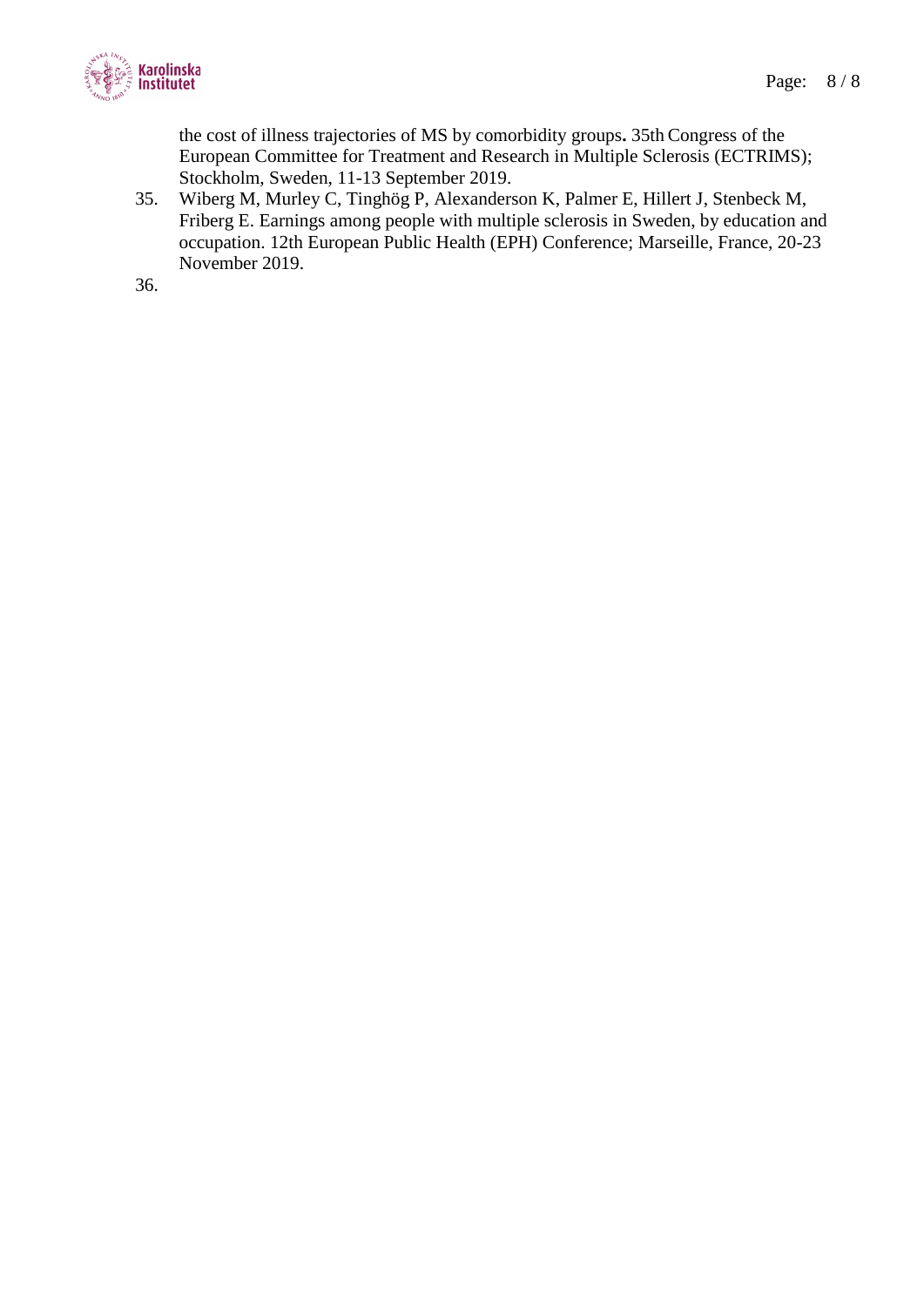the cost of illness trajectories of MS by comorbidity groups**.** 35th Congress of the European Committee for Treatment and Research in Multiple Sclerosis (ECTRIMS); Stockholm, Sweden, 11-13 September 2019.

35. Wiberg M, Murley C, Tinghög P, Alexanderson K, Palmer E, Hillert J, Stenbeck M, Friberg E. Earnings among people with multiple sclerosis in Sweden, by education and occupation. 12th European Public Health (EPH) Conference; Marseille, France, 20-23 November 2019.

36.